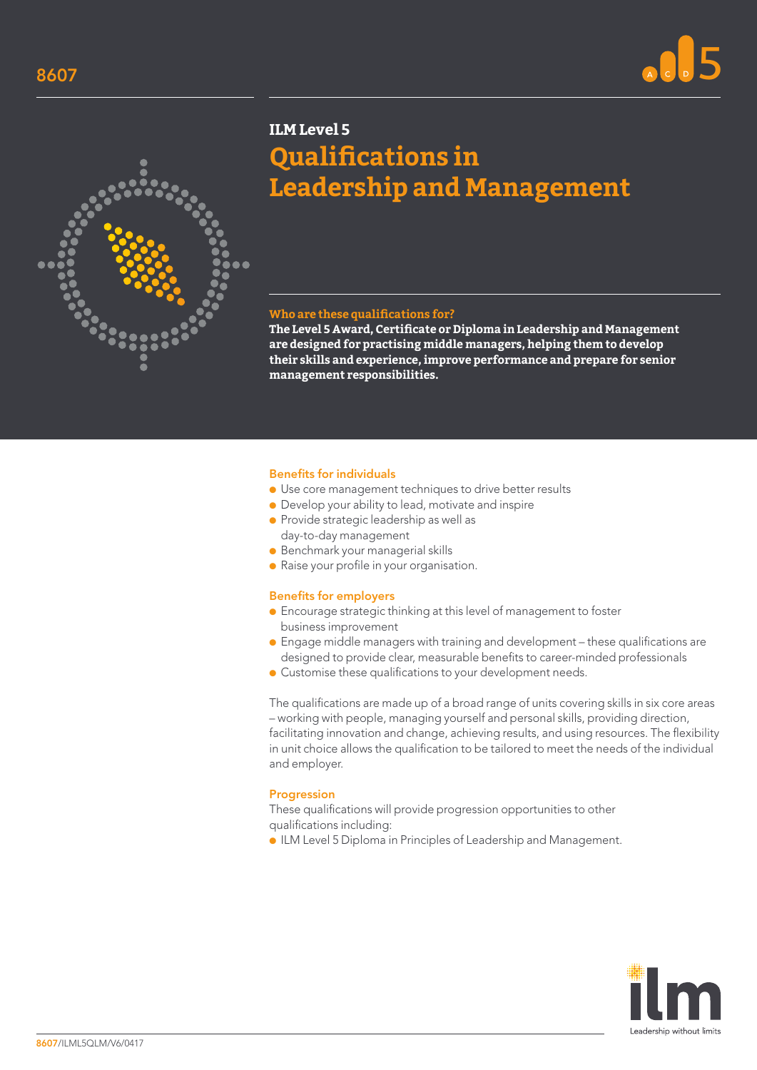8607

# ILM Level 5

# Qualifications in Leadership and Management

### Who are these qualifications for?

**The Level 5 Award, Certificate or Diploma in Leadership and Management are designed for practising middle managers, helping them to develop their skills and experience, improve performance and prepare for senior management responsibilities.**

### Benefits for individuals

- Use core management techniques to drive better results
- Develop your ability to lead, motivate and inspire
- Provide strategic leadership as well as day-to-day management
- Benchmark your managerial skills
- Raise your profile in your organisation.

### Benefits for employers

- Encourage strategic thinking at this level of management to foster business improvement
- Engage middle managers with training and development – these qualifications are designed to provide clear, measurable benefits to career-minded professionals
- Customise these qualifications to your development needs.

The qualifications are made up of a broad range of units covering skills in six core areas – working with people, managing yourself and personal skills, providing direction, facilitating innovation and change, achieving results, and using resources. The flexibility in unit choice allows the qualification to be tailored to meet the needs of the individual and employer.

### Progression

These qualifications will provide progression opportunities to other qualifications including:

- ILM Level 5 Diploma in Principles of Leadership and Management.

ilm Leadership without limits

8607/ILML5QLM/V6/0417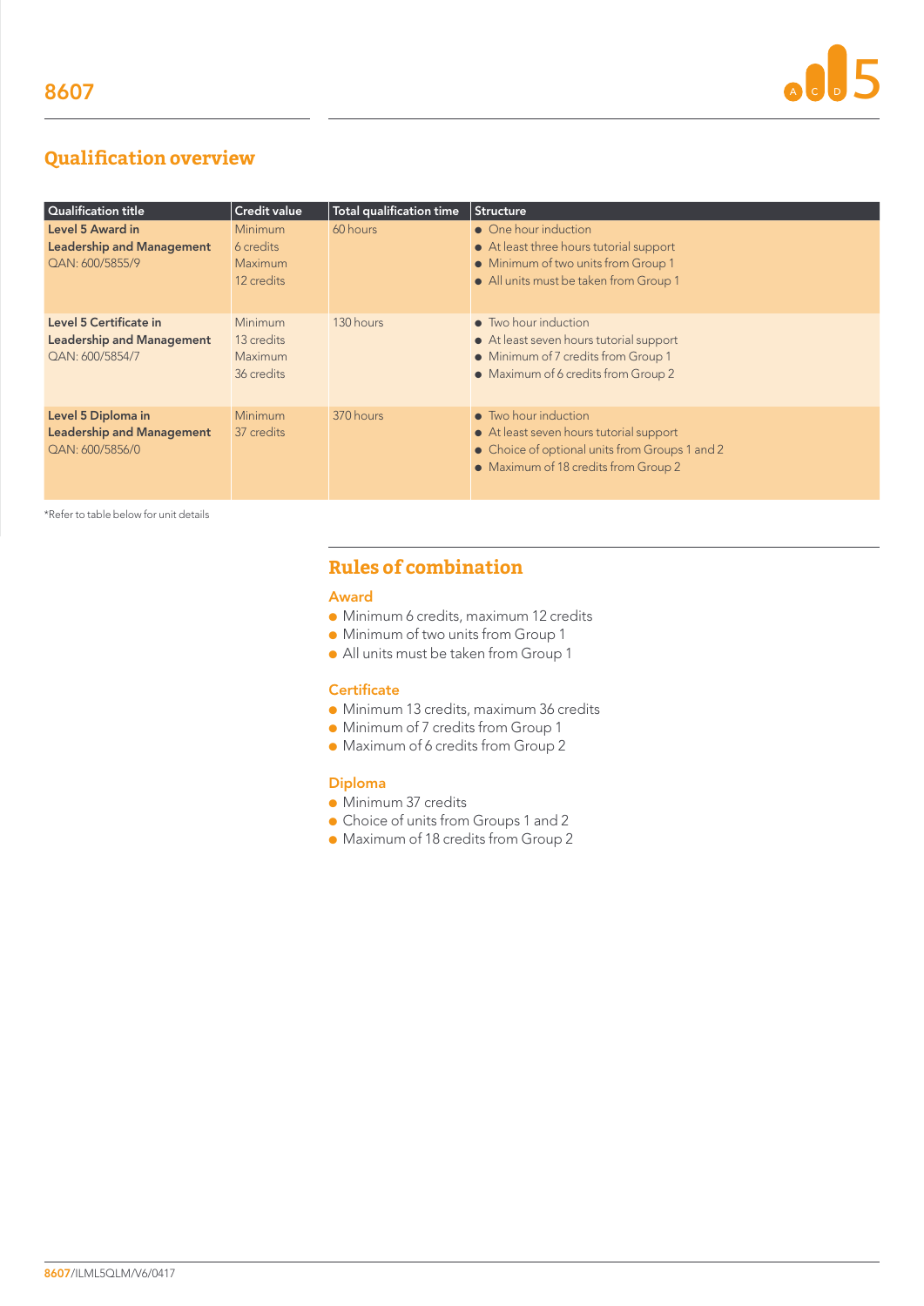# 8607

## Qualification overview

| Qualification title | Credit value | Total qualification time | Structure |
|---|---|---|---|
| **Level 5 Award in Leadership and Management** QAN: 600/5855/9 | Minimum 6 credits Maximum 12 credits | 60 hours | • One hour induction • At least three hours tutorial support • Minimum of two units from Group 1 • All units must be taken from Group 1 |
| **Level 5 Certificate in Leadership and Management** QAN: 600/5854/7 | Minimum 13 credits Maximum 36 credits | 130 hours | • Two hour induction • At least seven hours tutorial support • Minimum of 7 credits from Group 1 • Maximum of 6 credits from Group 2 |
| **Level 5 Diploma in Leadership and Management** QAN: 600/5856/0 | Minimum 37 credits | 370 hours | • Two hour induction • At least seven hours tutorial support • Choice of optional units from Groups 1 and 2 • Maximum of 18 credits from Group 2 |

*Refer to table below for unit details

## Rules of combination

### Award

- Minimum 6 credits, maximum 12 credits
- Minimum of two units from Group 1
- All units must be taken from Group 1

### Certificate

- Minimum 13 credits, maximum 36 credits
- Minimum of 7 credits from Group 1
- Maximum of 6 credits from Group 2

### Diploma

- Minimum 37 credits
- Choice of units from Groups 1 and 2
- Maximum of 18 credits from Group 2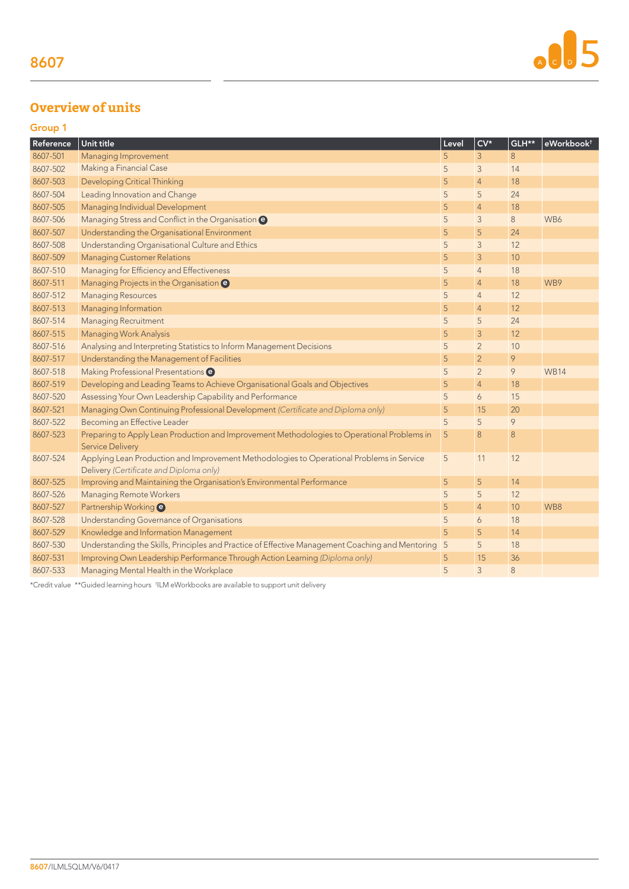# 8607

## Overview of units

### Group 1

| Reference | Unit title | Level | CV* | GLH** | eWorkbook† |
|---|---|---|---|---|---|
| 8607-501 | Managing Improvement | 5 | 3 | 8 | |
| 8607-502 | Making a Financial Case | 5 | 3 | 14 | |
| 8607-503 | Developing Critical Thinking | 5 | 4 | 18 | |
| 8607-504 | Leading Innovation and Change | 5 | 5 | 24 | |
| 8607-505 | Managing Individual Development | 5 | 4 | 18 | |
| 8607-506 | Managing Stress and Conflict in the Organisation (e) | 5 | 3 | 8 | WB6 |
| 8607-507 | Understanding the Organisational Environment | 5 | 5 | 24 | |
| 8607-508 | Understanding Organisational Culture and Ethics | 5 | 3 | 12 | |
| 8607-509 | Managing Customer Relations | 5 | 3 | 10 | |
| 8607-510 | Managing for Efficiency and Effectiveness | 5 | 4 | 18 | |
| 8607-511 | Managing Projects in the Organisation (e) | 5 | 4 | 18 | WB9 |
| 8607-512 | Managing Resources | 5 | 4 | 12 | |
| 8607-513 | Managing Information | 5 | 4 | 12 | |
| 8607-514 | Managing Recruitment | 5 | 5 | 24 | |
| 8607-515 | Managing Work Analysis | 5 | 3 | 12 | |
| 8607-516 | Analysing and Interpreting Statistics to Inform Management Decisions | 5 | 2 | 10 | |
| 8607-517 | Understanding the Management of Facilities | 5 | 2 | 9 | |
| 8607-518 | Making Professional Presentations (e) | 5 | 2 | 9 | WB14 |
| 8607-519 | Developing and Leading Teams to Achieve Organisational Goals and Objectives | 5 | 4 | 18 | |
| 8607-520 | Assessing Your Own Leadership Capability and Performance | 5 | 6 | 15 | |
| 8607-521 | Managing Own Continuing Professional Development *(Certificate and Diploma only)* | 5 | 15 | 20 | |
| 8607-522 | Becoming an Effective Leader | 5 | 5 | 9 | |
| 8607-523 | Preparing to Apply Lean Production and Improvement Methodologies to Operational Problems in Service Delivery | 5 | 8 | 8 | |
| 8607-524 | Applying Lean Production and Improvement Methodologies to Operational Problems in Service Delivery *(Certificate and Diploma only)* | 5 | 11 | 12 | |
| 8607-525 | Improving and Maintaining the Organisation's Environmental Performance | 5 | 5 | 14 | |
| 8607-526 | Managing Remote Workers | 5 | 5 | 12 | |
| 8607-527 | Partnership Working (e) | 5 | 4 | 10 | WB8 |
| 8607-528 | Understanding Governance of Organisations | 5 | 6 | 18 | |
| 8607-529 | Knowledge and Information Management | 5 | 5 | 14 | |
| 8607-530 | Understanding the Skills, Principles and Practice of Effective Management Coaching and Mentoring | 5 | 5 | 18 | |
| 8607-531 | Improving Own Leadership Performance Through Action Learning *(Diploma only)* | 5 | 15 | 36 | |
| 8607-533 | Managing Mental Health in the Workplace | 5 | 3 | 8 | |

*Credit value **Guided learning hours †ILM eWorkbooks are available to support unit delivery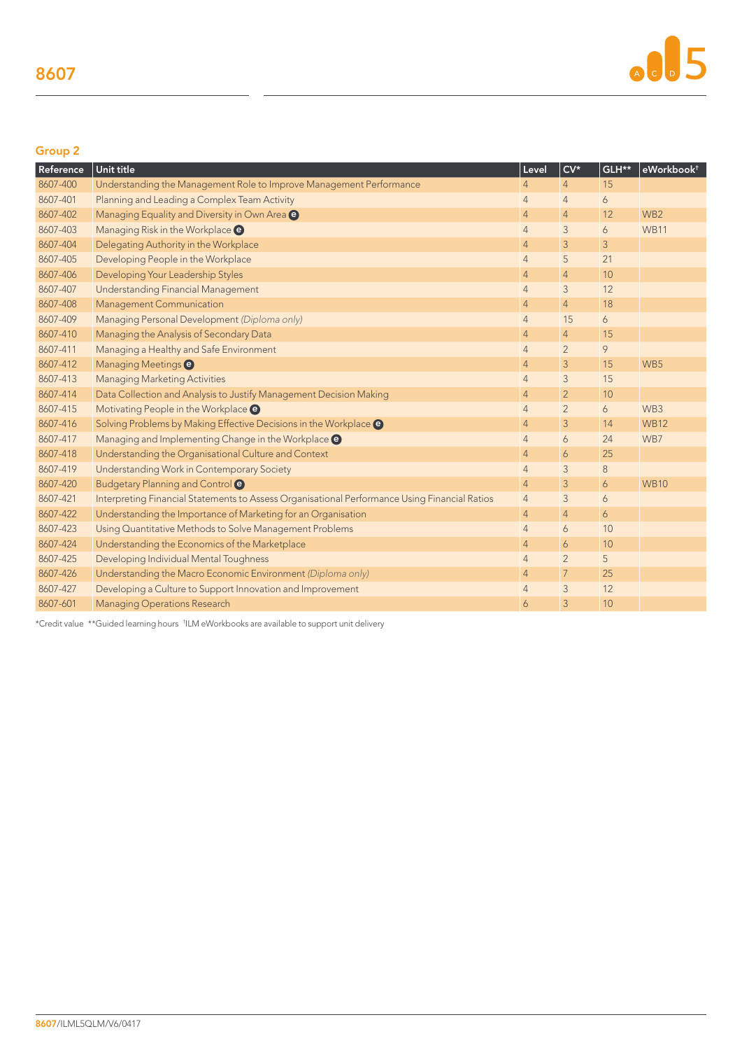## Group 2

| Reference | Unit title | Level | CV* | GLH** | eWorkbook† |
|---|---|---|---|---|---|
| 8607-400 | Understanding the Management Role to Improve Management Performance | 4 | 4 | 15 | |
| 8607-401 | Planning and Leading a Complex Team Activity | 4 | 4 | 6 | |
| 8607-402 | Managing Equality and Diversity in Own Area ⓔ | 4 | 4 | 12 | WB2 |
| 8607-403 | Managing Risk in the Workplace ⓔ | 4 | 3 | 6 | WB11 |
| 8607-404 | Delegating Authority in the Workplace | 4 | 3 | 3 | |
| 8607-405 | Developing People in the Workplace | 4 | 5 | 21 | |
| 8607-406 | Developing Your Leadership Styles | 4 | 4 | 10 | |
| 8607-407 | Understanding Financial Management | 4 | 3 | 12 | |
| 8607-408 | Management Communication | 4 | 4 | 18 | |
| 8607-409 | Managing Personal Development *(Diploma only)* | 4 | 15 | 6 | |
| 8607-410 | Managing the Analysis of Secondary Data | 4 | 4 | 15 | |
| 8607-411 | Managing a Healthy and Safe Environment | 4 | 2 | 9 | |
| 8607-412 | Managing Meetings ⓔ | 4 | 3 | 15 | WB5 |
| 8607-413 | Managing Marketing Activities | 4 | 3 | 15 | |
| 8607-414 | Data Collection and Analysis to Justify Management Decision Making | 4 | 2 | 10 | |
| 8607-415 | Motivating People in the Workplace ⓔ | 4 | 2 | 6 | WB3 |
| 8607-416 | Solving Problems by Making Effective Decisions in the Workplace ⓔ | 4 | 3 | 14 | WB12 |
| 8607-417 | Managing and Implementing Change in the Workplace ⓔ | 4 | 6 | 24 | WB7 |
| 8607-418 | Understanding the Organisational Culture and Context | 4 | 6 | 25 | |
| 8607-419 | Understanding Work in Contemporary Society | 4 | 3 | 8 | |
| 8607-420 | Budgetary Planning and Control ⓔ | 4 | 3 | 6 | WB10 |
| 8607-421 | Interpreting Financial Statements to Assess Organisational Performance Using Financial Ratios | 4 | 3 | 6 | |
| 8607-422 | Understanding the Importance of Marketing for an Organisation | 4 | 4 | 6 | |
| 8607-423 | Using Quantitative Methods to Solve Management Problems | 4 | 6 | 10 | |
| 8607-424 | Understanding the Economics of the Marketplace | 4 | 6 | 10 | |
| 8607-425 | Developing Individual Mental Toughness | 4 | 2 | 5 | |
| 8607-426 | Understanding the Macro Economic Environment *(Diploma only)* | 4 | 7 | 25 | |
| 8607-427 | Developing a Culture to Support Innovation and Improvement | 4 | 3 | 12 | |
| 8607-601 | Managing Operations Research | 6 | 3 | 10 | |

*Credit value **Guided learning hours †ILM eWorkbooks are available to support unit delivery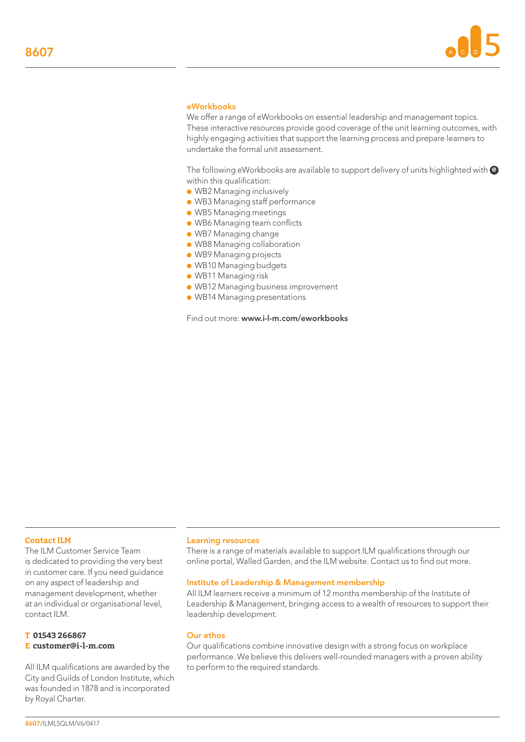## eWorkbooks

We offer a range of eWorkbooks on essential leadership and management topics. These interactive resources provide good coverage of the unit learning outcomes, with highly engaging activities that support the learning process and prepare learners to undertake the formal unit assessment.

The following eWorkbooks are available to support delivery of units highlighted with e within this qualification:

- WB2 Managing inclusively
- WB3 Managing staff performance
- WB5 Managing meetings
- WB6 Managing team conflicts
- WB7 Managing change
- WB8 Managing collaboration
- WB9 Managing projects
- WB10 Managing budgets
- WB11 Managing risk
- WB12 Managing business improvement
- WB14 Managing presentations

Find out more: **www.i-l-m.com/eworkbooks**

## Contact ILM

The ILM Customer Service Team is dedicated to providing the very best in customer care. If you need guidance on any aspect of leadership and management development, whether at an individual or organisational level, contact ILM.

**T 01543 266867**
**E customer@i-l-m.com**

All ILM qualifications are awarded by the City and Guilds of London Institute, which was founded in 1878 and is incorporated by Royal Charter.

## Learning resources

There is a range of materials available to support ILM qualifications through our online portal, Walled Garden, and the ILM website. Contact us to find out more.

## Institute of Leadership & Management membership

All ILM learners receive a minimum of 12 months membership of the Institute of Leadership & Management, bringing access to a wealth of resources to support their leadership development.

## Our ethos

Our qualifications combine innovative design with a strong focus on workplace performance. We believe this delivers well-rounded managers with a proven ability to perform to the required standards.

8607/ILML5QLM/V6/0417